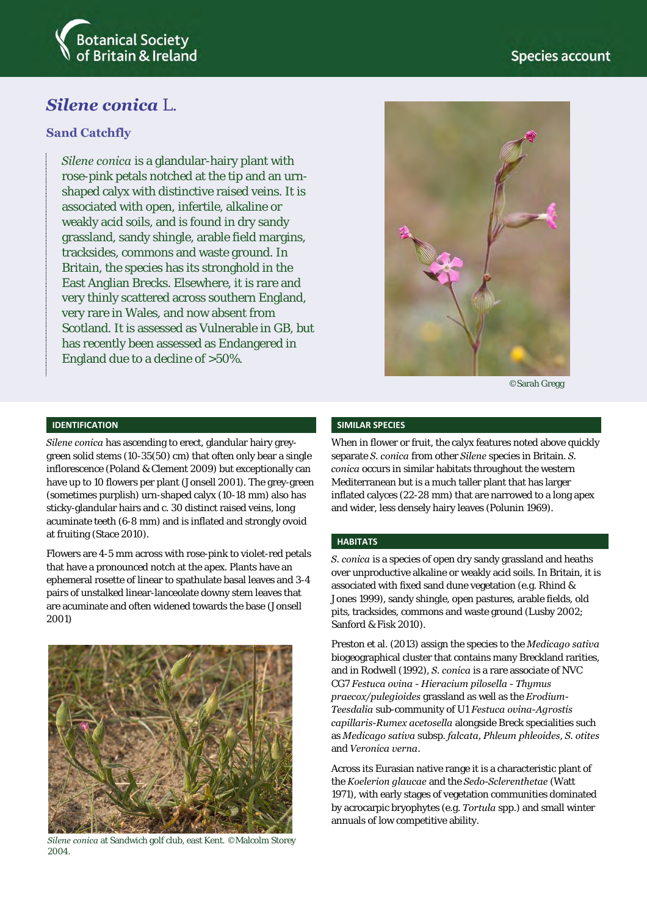Species account

# *Silene conica* L.

## Sand Catchfly

*Silene conica* is a glandular-hairy plant with rose-pink petals notched at the tip and an urn-shaped calyx with distinctive raised veins. It is associated with open, infertile, alkaline or weakly acid soils, and is found in dry sandy grassland, sandy shingle, arable field margins, tracksides, commons and waste ground. In Britain, the species has its stronghold in the East Anglian Brecks. Elsewhere, it is rare and very thinly scattered across southern England, very rare in Wales, and now absent from Scotland. It is assessed as Vulnerable in GB, but has recently been assessed as Endangered in England due to a decline of >50%.

©Sarah Gregg

### IDENTIFICATION

*Silene conica* has ascending to erect, glandular hairy grey-green solid stems (10-35(50) cm) that often only bear a single inflorescence (Poland & Clement 2009) but exceptionally can have up to 10 flowers per plant (Jonsell 2001). The grey-green (sometimes purplish) urn-shaped calyx (10-18 mm) also has sticky-glandular hairs and c. 30 distinct raised veins, long acuminate teeth (6-8 mm) and is inflated and strongly ovoid at fruiting (Stace 2010).

Flowers are 4-5 mm across with rose-pink to violet-red petals that have a pronounced notch at the apex. Plants have an ephemeral rosette of linear to spathulate basal leaves and 3-4 pairs of unstalked linear-lanceolate downy stem leaves that are acuminate and often widened towards the base (Jonsell 2001)

*Silene conica* at Sandwich golf club, east Kent. ©Malcolm Storey 2004.

### SIMILAR SPECIES

When in flower or fruit, the calyx features noted above quickly separate *S. conica* from other *Silene* species in Britain. *S. conica* occurs in similar habitats throughout the western Mediterranean but is a much taller plant that has larger inflated calyces (22-28 mm) that are narrowed to a long apex and wider, less densely hairy leaves (Polunin 1969).

### HABITATS

*S. conica* is a species of open dry sandy grassland and heaths over unproductive alkaline or weakly acid soils. In Britain, it is associated with fixed sand dune vegetation (e.g. Rhind & Jones 1999), sandy shingle, open pastures, arable fields, old pits, tracksides, commons and waste ground (Lusby 2002; Sanford & Fisk 2010).

Preston et al. (2013) assign the species to the *Medicago sativa* biogeographical cluster that contains many Breckland rarities, and in Rodwell (1992), *S. conica* is a rare associate of NVC CG7 *Festuca ovina - Hieracium pilosella - Thymus praecox/pulegioides* grassland as well as the *Erodium-Teesdalia* sub-community of U1 *Festuca ovina-Agrostis capillaris-Rumex acetosella* alongside Breck specialities such as *Medicago sativa* subsp. *falcata*, *Phleum phleoides*, *S. otites* and *Veronica verna*.

Across its Eurasian native range it is a characteristic plant of the *Koelerion glaucae* and the *Sedo-Sclerenthetae* (Watt 1971), with early stages of vegetation communities dominated by acrocarpic bryophytes (e.g. *Tortula* spp.) and small winter annuals of low competitive ability.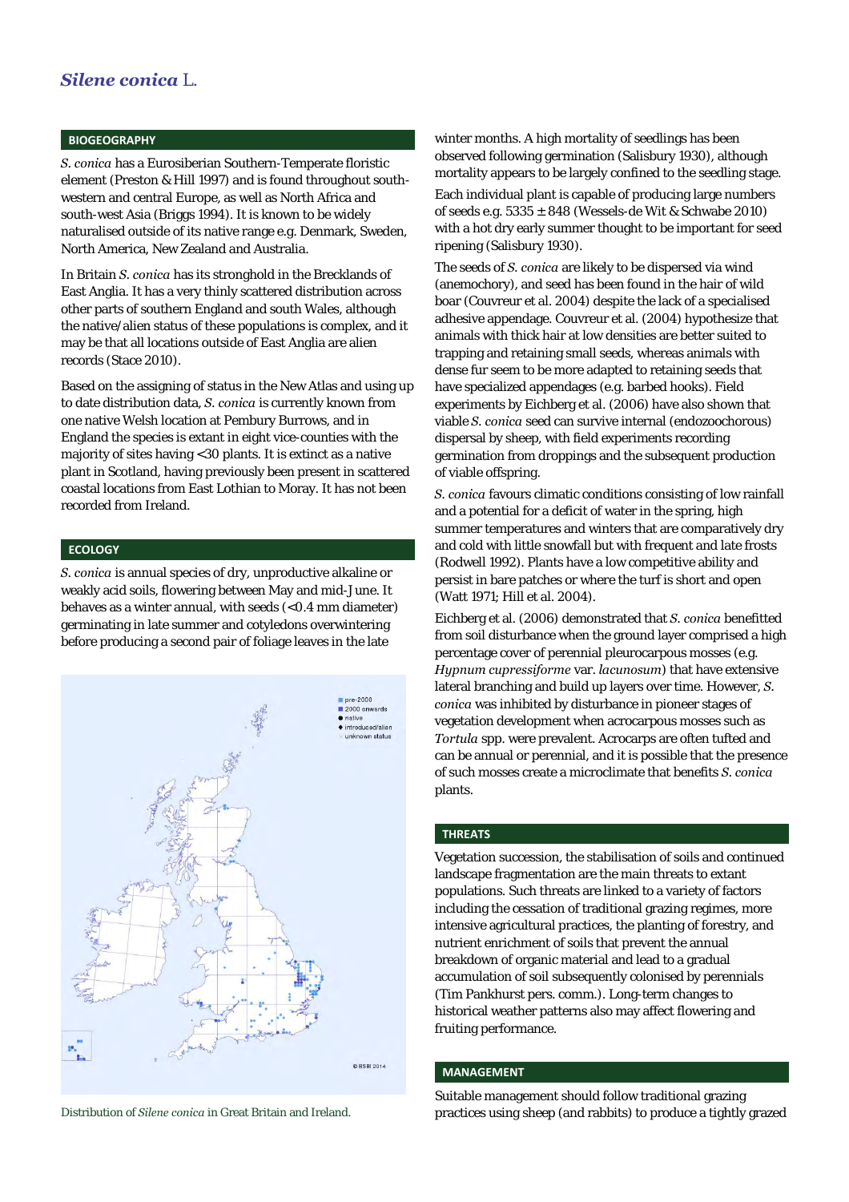# *Silene conica* L.

## BIOGEOGRAPHY

*S. conica* has a Eurosiberian Southern-Temperate floristic element (Preston & Hill 1997) and is found throughout south-western and central Europe, as well as North Africa and south-west Asia (Briggs 1994). It is known to be widely naturalised outside of its native range e.g. Denmark, Sweden, North America, New Zealand and Australia.

In Britain *S. conica* has its stronghold in the Brecklands of East Anglia. It has a very thinly scattered distribution across other parts of southern England and south Wales, although the native/alien status of these populations is complex, and it may be that all locations outside of East Anglia are alien records (Stace 2010).

Based on the assigning of status in the New Atlas and using up to date distribution data, *S. conica* is currently known from one native Welsh location at Pembury Burrows, and in England the species is extant in eight vice-counties with the majority of sites having <30 plants. It is extinct as a native plant in Scotland, having previously been present in scattered coastal locations from East Lothian to Moray. It has not been recorded from Ireland.

## ECOLOGY

*S. conica* is annual species of dry, unproductive alkaline or weakly acid soils, flowering between May and mid-June. It behaves as a winter annual, with seeds (<0.4 mm diameter) germinating in late summer and cotyledons overwintering before producing a second pair of foliage leaves in the late winter months. A high mortality of seedlings has been observed following germination (Salisbury 1930), although mortality appears to be largely confined to the seedling stage.

Distribution of *Silene conica* in Great Britain and Ireland.

Each individual plant is capable of producing large numbers of seeds e.g. 5335 ± 848 (Wessels-de Wit & Schwabe 2010) with a hot dry early summer thought to be important for seed ripening (Salisbury 1930).

The seeds of *S. conica* are likely to be dispersed via wind (anemochory), and seed has been found in the hair of wild boar (Couvreur et al. 2004) despite the lack of a specialised adhesive appendage. Couvreur et al. (2004) hypothesize that animals with thick hair at low densities are better suited to trapping and retaining small seeds, whereas animals with dense fur seem to be more adapted to retaining seeds that have specialized appendages (e.g. barbed hooks). Field experiments by Eichberg et al. (2006) have also shown that viable *S. conica* seed can survive internal (endozoochorous) dispersal by sheep, with field experiments recording germination from droppings and the subsequent production of viable offspring.

*S. conica* favours climatic conditions consisting of low rainfall and a potential for a deficit of water in the spring, high summer temperatures and winters that are comparatively dry and cold with little snowfall but with frequent and late frosts (Rodwell 1992). Plants have a low competitive ability and persist in bare patches or where the turf is short and open (Watt 1971; Hill et al. 2004).

Eichberg et al. (2006) demonstrated that *S. conica* benefitted from soil disturbance when the ground layer comprised a high percentage cover of perennial pleurocarpous mosses (e.g. *Hypnum cupressiforme* var. *lacunosum*) that have extensive lateral branching and build up layers over time. However, *S. conica* was inhibited by disturbance in pioneer stages of vegetation development when acrocarpous mosses such as *Tortula* spp. were prevalent. Acrocarps are often tufted and can be annual or perennial, and it is possible that the presence of such mosses create a microclimate that benefits *S. conica* plants.

## THREATS

Vegetation succession, the stabilisation of soils and continued landscape fragmentation are the main threats to extant populations. Such threats are linked to a variety of factors including the cessation of traditional grazing regimes, more intensive agricultural practices, the planting of forestry, and nutrient enrichment of soils that prevent the annual breakdown of organic material and lead to a gradual accumulation of soil subsequently colonised by perennials (Tim Pankhurst pers. comm.). Long-term changes to historical weather patterns also may affect flowering and fruiting performance.

## MANAGEMENT

Suitable management should follow traditional grazing practices using sheep (and rabbits) to produce a tightly grazed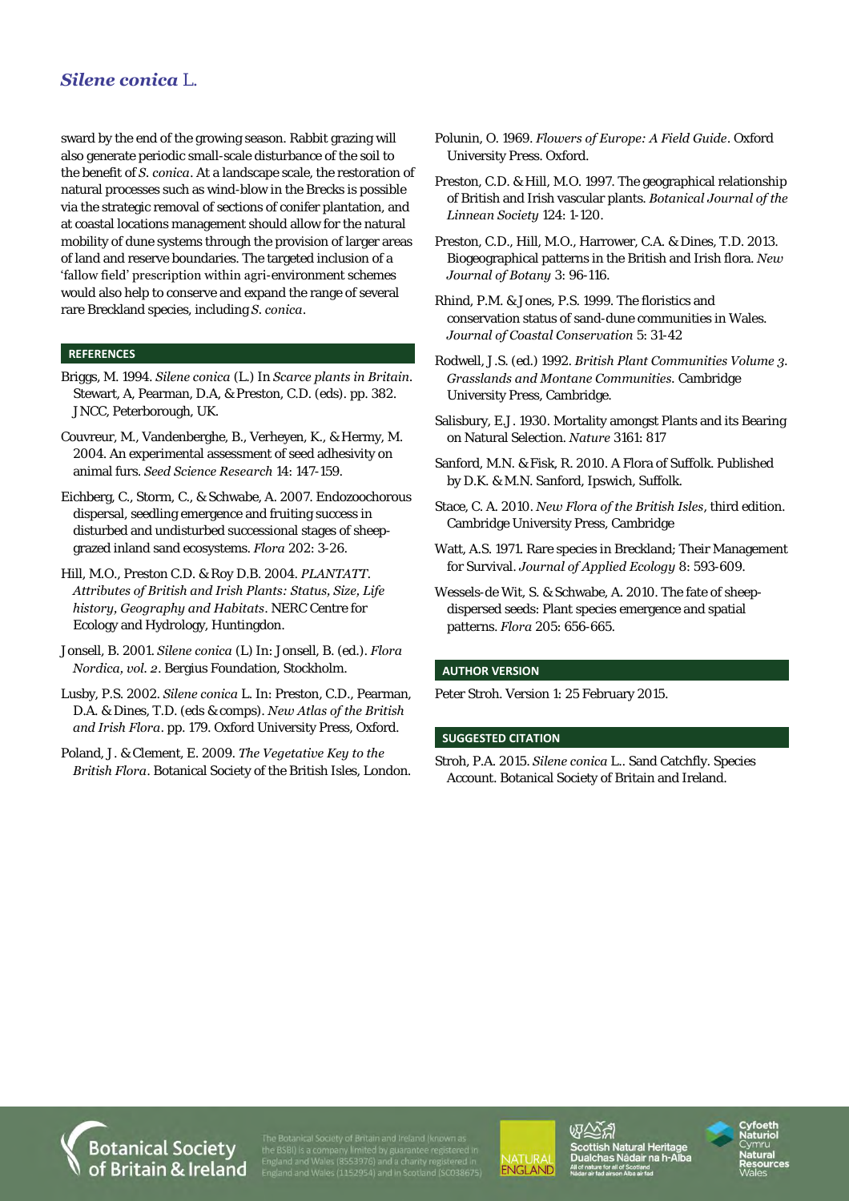sward by the end of the growing season. Rabbit grazing will also generate periodic small-scale disturbance of the soil to the benefit of *S. conica*. At a landscape scale, the restoration of natural processes such as wind-blow in the Brecks is possible via the strategic removal of sections of conifer plantation, and at coastal locations management should allow for the natural mobility of dune systems through the provision of larger areas of land and reserve boundaries. The targeted inclusion of a 'fallow field' prescription within agri-environment schemes would also help to conserve and expand the range of several rare Breckland species, including *S. conica*.

## REFERENCES

Briggs, M. 1994. *Silene conica* (L.) In *Scarce plants in Britain*. Stewart, A, Pearman, D.A, & Preston, C.D. (eds). pp. 382. JNCC, Peterborough, UK.

Couvreur, M., Vandenberghe, B., Verheyen, K., & Hermy, M. 2004. An experimental assessment of seed adhesivity on animal furs. *Seed Science Research* 14: 147-159.

Eichberg, C., Storm, C., & Schwabe, A. 2007. Endozoochorous dispersal, seedling emergence and fruiting success in disturbed and undisturbed successional stages of sheep-grazed inland sand ecosystems. *Flora* 202: 3-26.

Hill, M.O., Preston C.D. & Roy D.B. 2004. *PLANTATT. Attributes of British and Irish Plants: Status, Size, Life history, Geography and Habitats*. NERC Centre for Ecology and Hydrology, Huntingdon.

Jonsell, B. 2001. *Silene conica* (L) In: Jonsell, B. (ed.). *Flora Nordica, vol. 2*. Bergius Foundation, Stockholm.

Lusby, P.S. 2002. *Silene conica* L. In: Preston, C.D., Pearman, D.A. & Dines, T.D. (eds & comps). *New Atlas of the British and Irish Flora*. pp. 179. Oxford University Press, Oxford.

Poland, J. & Clement, E. 2009. *The Vegetative Key to the British Flora*. Botanical Society of the British Isles, London.

Polunin, O. 1969. *Flowers of Europe: A Field Guide*. Oxford University Press. Oxford.

Preston, C.D. & Hill, M.O. 1997. The geographical relationship of British and Irish vascular plants. *Botanical Journal of the Linnean Society* 124: 1-120.

Preston, C.D., Hill, M.O., Harrower, C.A. & Dines, T.D. 2013. Biogeographical patterns in the British and Irish flora. *New Journal of Botany* 3: 96-116.

Rhind, P.M. & Jones, P.S. 1999. The floristics and conservation status of sand-dune communities in Wales. *Journal of Coastal Conservation* 5: 31-42

Rodwell, J.S. (ed.) 1992. *British Plant Communities Volume 3. Grasslands and Montane Communities.* Cambridge University Press, Cambridge.

Salisbury, E.J. 1930. Mortality amongst Plants and its Bearing on Natural Selection. *Nature* 3161: 817

Sanford, M.N. & Fisk, R. 2010. A Flora of Suffolk. Published by D.K. & M.N. Sanford, Ipswich, Suffolk.

Stace, C. A. 2010. *New Flora of the British Isles*, third edition. Cambridge University Press, Cambridge

Watt, A.S. 1971. Rare species in Breckland; Their Management for Survival. *Journal of Applied Ecology* 8: 593-609.

Wessels-de Wit, S. & Schwabe, A. 2010. The fate of sheep-dispersed seeds: Plant species emergence and spatial patterns. *Flora* 205: 656-665.

## AUTHOR VERSION

Peter Stroh. Version 1: 25 February 2015.

## SUGGESTED CITATION

Stroh, P.A. 2015. *Silene conica* L.. Sand Catchfly. Species Account. Botanical Society of Britain and Ireland.

Botanical Society of Britain & Ireland

The Botanical Society of Britain and Ireland (known as the BSBI) is a company limited by guarantee registered in England and Wales (8553976) and a charity registered in England and Wales (1152954) and in Scotland (SC038675)

NATURAL ENGLAND

Scottish Natural Heritage
Dualchas Nàdair na h-Alba
All of nature for all of Scotland
Nàdar air fad airson Alba air fad

Cyfoeth Naturiol Cymru
Natural Resources Wales